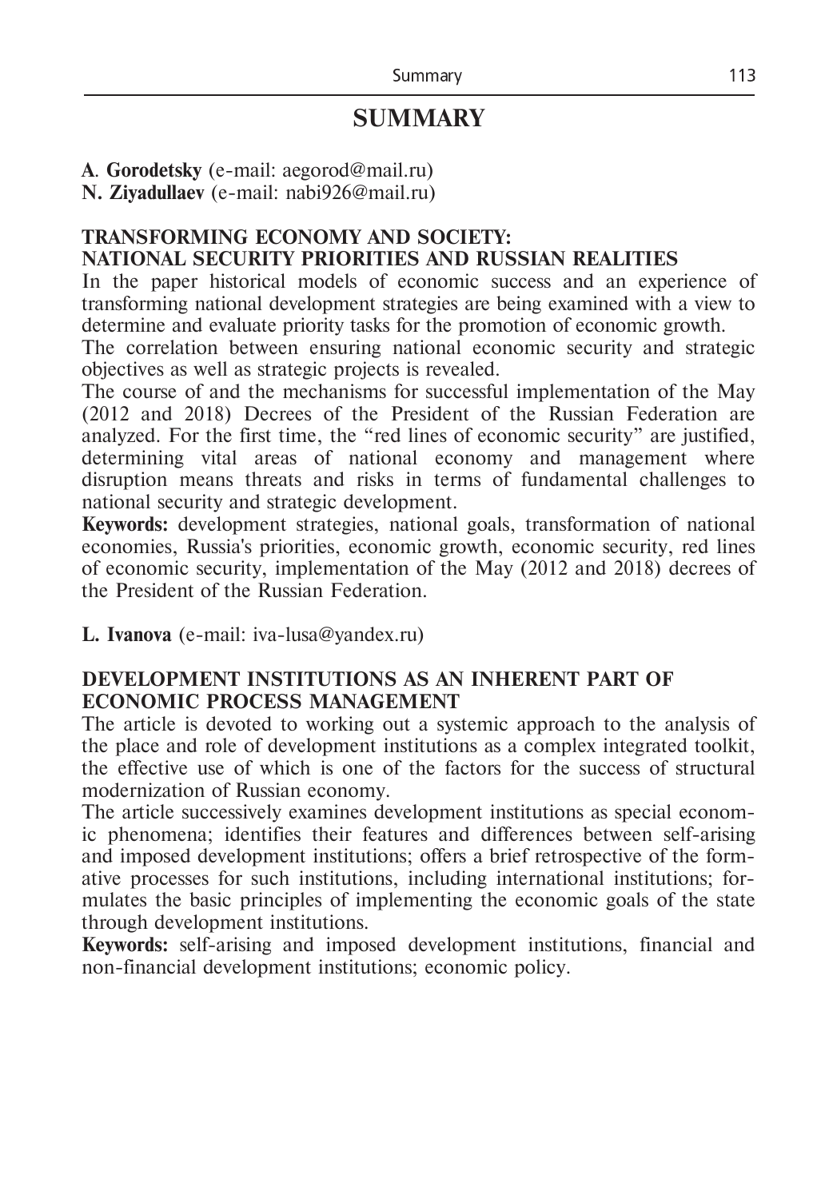# SUMMARY

**A**. **Gorodetsky** (e-mail: aegorod@mail.ru)
**N. Ziyadullaev** (e-mail: nabi926@mail.ru)

## TRANSFORMING ECONOMY AND SOCIETY: NATIONAL SECURITY PRIORITIES AND RUSSIAN REALITIES

In the paper historical models of economic success and an experience of transforming national development strategies are being examined with a view to determine and evaluate priority tasks for the promotion of economic growth.

The correlation between ensuring national economic security and strategic objectives as well as strategic projects is revealed.

The course of and the mechanisms for successful implementation of the May (2012 and 2018) Decrees of the President of the Russian Federation are analyzed. For the first time, the "red lines of economic security" are justified, determining vital areas of national economy and management where disruption means threats and risks in terms of fundamental challenges to national security and strategic development.

**Keywords:** development strategies, national goals, transformation of national economies, Russia's priorities, economic growth, economic security, red lines of economic security, implementation of the May (2012 and 2018) decrees of the President of the Russian Federation.

**L. Ivanova** (e-mail: iva-lusa@yandex.ru)

## DEVELOPMENT INSTITUTIONS AS AN INHERENT PART OF ECONOMIC PROCESS MANAGEMENT

The article is devoted to working out a systemic approach to the analysis of the place and role of development institutions as a complex integrated toolkit, the effective use of which is one of the factors for the success of structural modernization of Russian economy.

The article successively examines development institutions as special economic phenomena; identifies their features and differences between self-arising and imposed development institutions; offers a brief retrospective of the formative processes for such institutions, including international institutions; formulates the basic principles of implementing the economic goals of the state through development institutions.

**Keywords:** self-arising and imposed development institutions, financial and non-financial development institutions; economic policy.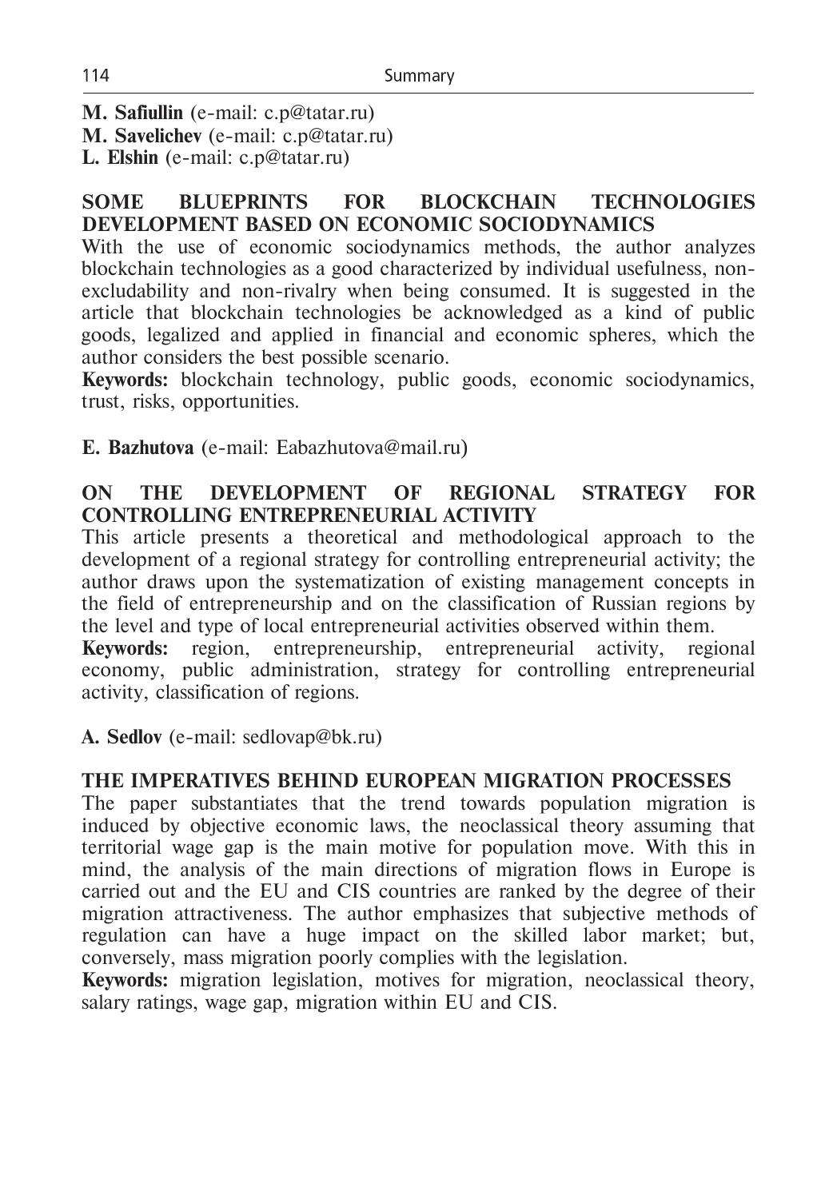**M. Safiullin** (e-mail: c.p@tatar.ru)
**M. Savelichev** (e-mail: c.p@tatar.ru)
**L. Elshin** (e-mail: c.p@tatar.ru)

## SOME BLUEPRINTS FOR BLOCKCHAIN TECHNOLOGIES DEVELOPMENT BASED ON ECONOMIC SOCIODYNAMICS

With the use of economic sociodynamics methods, the author analyzes blockchain technologies as a good characterized by individual usefulness, non-excludability and non-rivalry when being consumed. It is suggested in the article that blockchain technologies be acknowledged as a kind of public goods, legalized and applied in financial and economic spheres, which the author considers the best possible scenario.

**Keywords:** blockchain technology, public goods, economic sociodynamics, trust, risks, opportunities.

**E. Bazhutova** (e-mail: Eabazhutova@mail.ru)

## ON THE DEVELOPMENT OF REGIONAL STRATEGY FOR CONTROLLING ENTREPRENEURIAL ACTIVITY

This article presents a theoretical and methodological approach to the development of a regional strategy for controlling entrepreneurial activity; the author draws upon the systematization of existing management concepts in the field of entrepreneurship and on the classification of Russian regions by the level and type of local entrepreneurial activities observed within them.

**Keywords:** region, entrepreneurship, entrepreneurial activity, regional economy, public administration, strategy for controlling entrepreneurial activity, classification of regions.

**A. Sedlov** (e-mail: sedlovap@bk.ru)

## THE IMPERATIVES BEHIND EUROPEAN MIGRATION PROCESSES

The paper substantiates that the trend towards population migration is induced by objective economic laws, the neoclassical theory assuming that territorial wage gap is the main motive for population move. With this in mind, the analysis of the main directions of migration flows in Europe is carried out and the EU and CIS countries are ranked by the degree of their migration attractiveness. The author emphasizes that subjective methods of regulation can have a huge impact on the skilled labor market; but, conversely, mass migration poorly complies with the legislation.

**Keywords:** migration legislation, motives for migration, neoclassical theory, salary ratings, wage gap, migration within EU and CIS.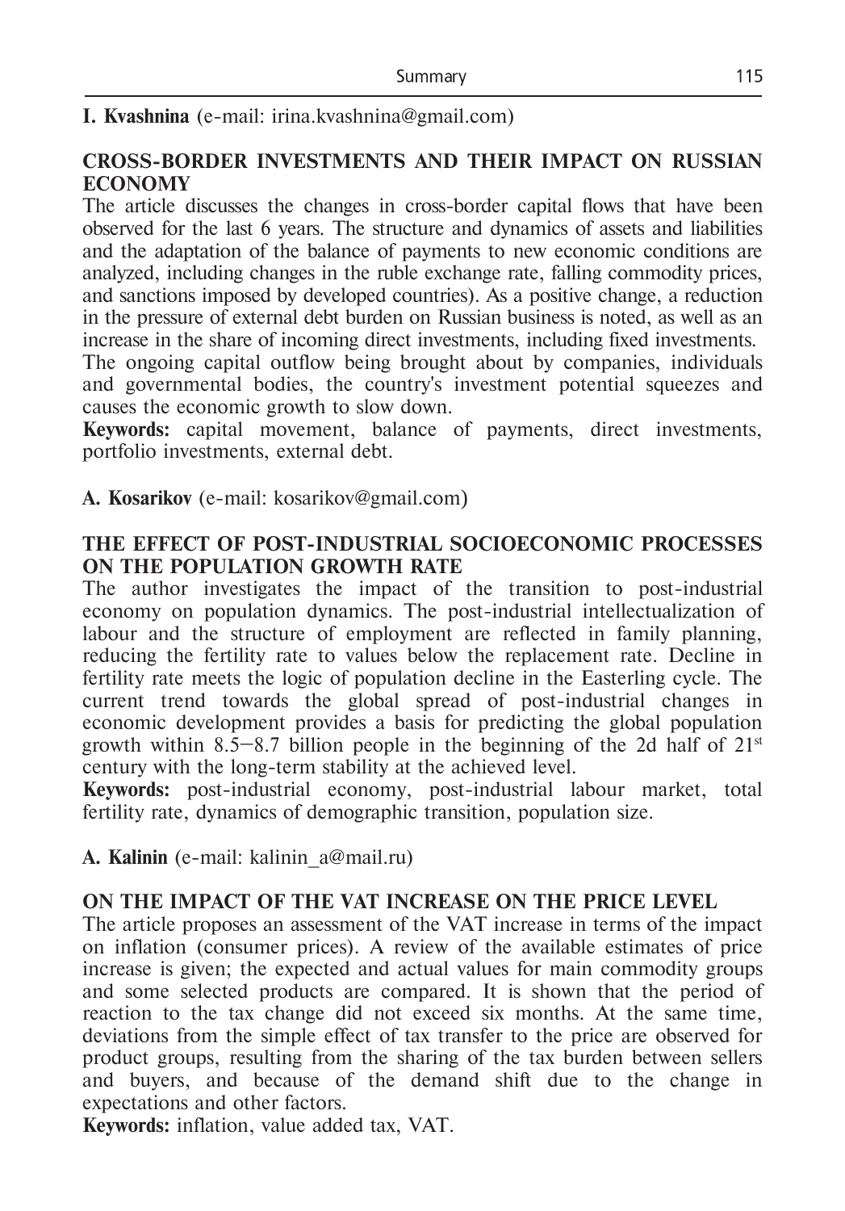**I. Kvashnina** (e-mail: irina.kvashnina@gmail.com)

## CROSS-BORDER INVESTMENTS AND THEIR IMPACT ON RUSSIAN ECONOMY

The article discusses the changes in cross-border capital flows that have been observed for the last 6 years. The structure and dynamics of assets and liabilities and the adaptation of the balance of payments to new economic conditions are analyzed, including changes in the ruble exchange rate, falling commodity prices, and sanctions imposed by developed countries). As a positive change, a reduction in the pressure of external debt burden on Russian business is noted, as well as an increase in the share of incoming direct investments, including fixed investments. The ongoing capital outflow being brought about by companies, individuals and governmental bodies, the country's investment potential squeezes and causes the economic growth to slow down.

**Keywords:** capital movement, balance of payments, direct investments, portfolio investments, external debt.

**A. Kosarikov** (e-mail: kosarikov@gmail.com)

## THE EFFECT OF POST-INDUSTRIAL SOCIOECONOMIC PROCESSES ON THE POPULATION GROWTH RATE

The author investigates the impact of the transition to post-industrial economy on population dynamics. The post-industrial intellectualization of labour and the structure of employment are reflected in family planning, reducing the fertility rate to values below the replacement rate. Decline in fertility rate meets the logic of population decline in the Easterling cycle. The current trend towards the global spread of post-industrial changes in economic development provides a basis for predicting the global population growth within 8.5–8.7 billion people in the beginning of the 2d half of 21st century with the long-term stability at the achieved level.

**Keywords:** post-industrial economy, post-industrial labour market, total fertility rate, dynamics of demographic transition, population size.

**A. Kalinin** (e-mail: kalinin_a@mail.ru)

## ON THE IMPACT OF THE VAT INCREASE ON THE PRICE LEVEL

The article proposes an assessment of the VAT increase in terms of the impact on inflation (consumer prices). A review of the available estimates of price increase is given; the expected and actual values for main commodity groups and some selected products are compared. It is shown that the period of reaction to the tax change did not exceed six months. At the same time, deviations from the simple effect of tax transfer to the price are observed for product groups, resulting from the sharing of the tax burden between sellers and buyers, and because of the demand shift due to the change in expectations and other factors.

**Keywords:** inflation, value added tax, VAT.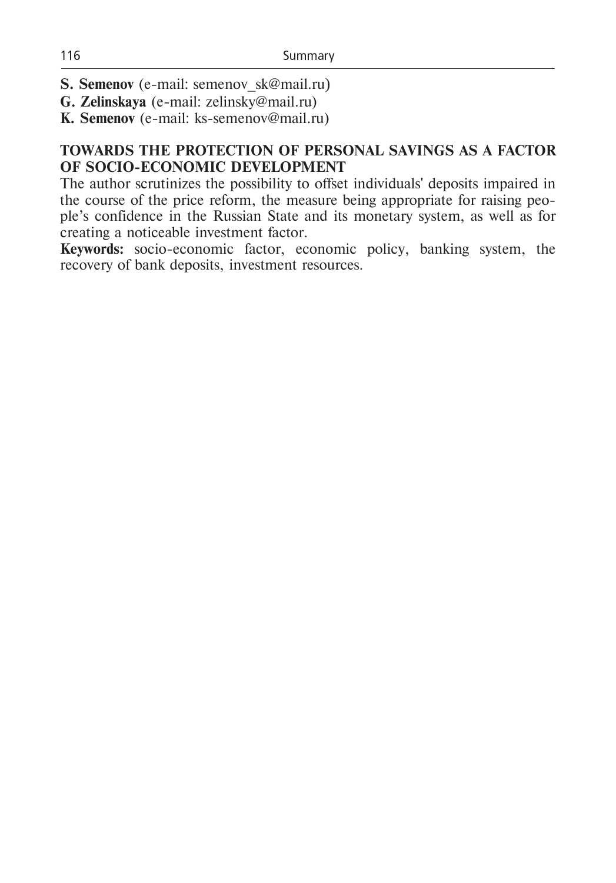**S. Semenov** (e-mail: semenov_sk@mail.ru)

**G. Zelinskaya** (e-mail: zelinsky@mail.ru)

**K. Semenov** (e-mail: ks-semenov@mail.ru)

## TOWARDS THE PROTECTION OF PERSONAL SAVINGS AS A FACTOR OF SOCIO-ECONOMIC DEVELOPMENT

The author scrutinizes the possibility to offset individuals' deposits impaired in the course of the price reform, the measure being appropriate for raising people's confidence in the Russian State and its monetary system, as well as for creating a noticeable investment factor.

**Keywords:** socio-economic factor, economic policy, banking system, the recovery of bank deposits, investment resources.